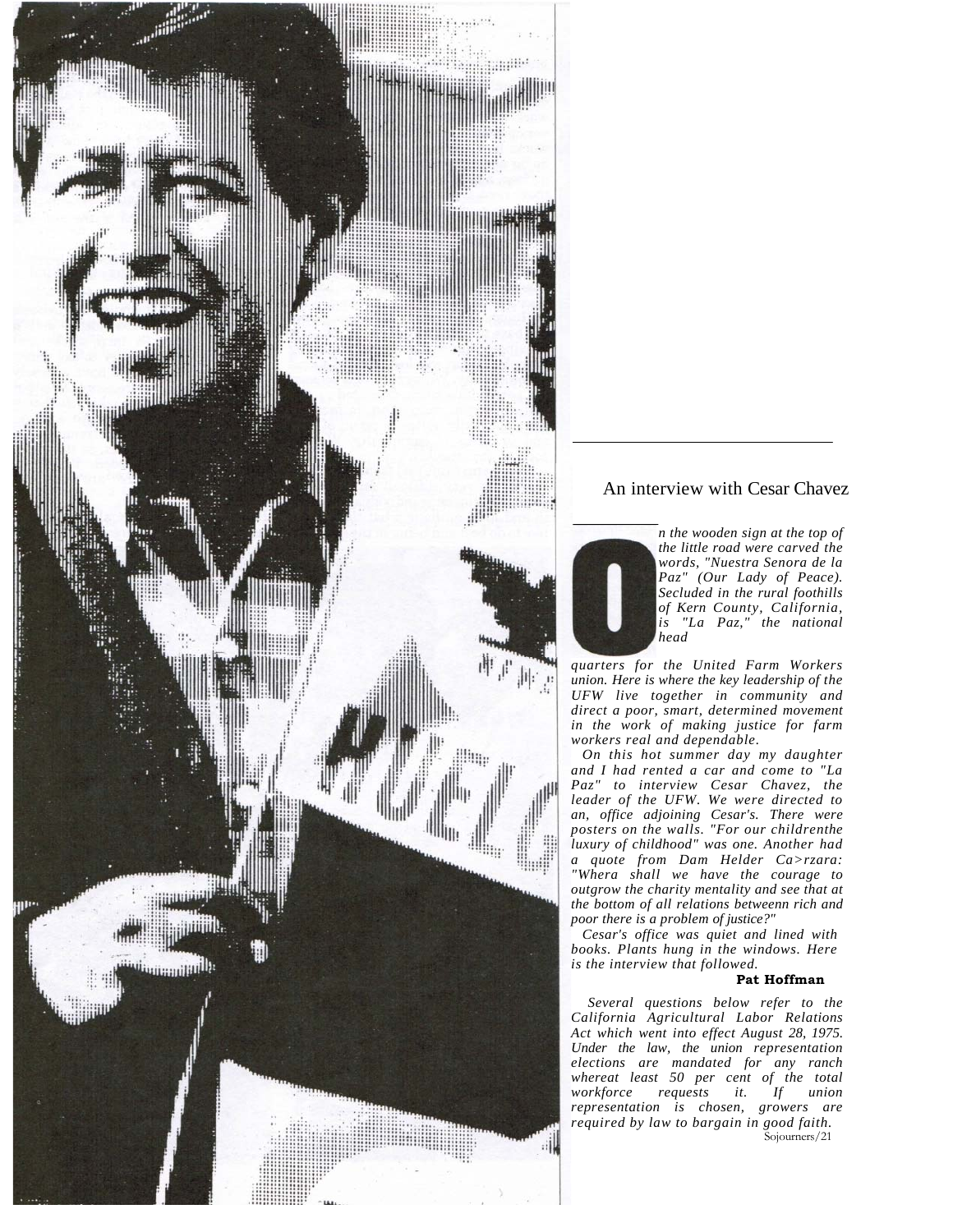## An interview with Cesar Chavez

*On the wooden sign at the top of the little road were carved the words, "Nuestra Senora de la Paz" (Our Lady of Peace). Secluded in the rural foothills of Kern County, California, is "La Paz," the national headquarters for the United Farm Workers union. Here is where the key leadership of the UFW live together in community and direct a poor, smart, determined movement in the work of making justice for farm workers real and dependable.*

*On this hot summer day my daughter and I had rented a car and come to "La Paz" to interview Cesar Chavez, the leader of the UFW. We were directed to an, office adjoining Cesar's. There were posters on the walls. "For our childrenthe luxury of childhood" was one. Another had a quote from Dam Helder Ca>rzara: "Whera shall we have the courage to outgrow the charity mentality and see that at the bottom of all relations betweenn rich and poor there is a problem of justice?"*

*Cesar's office was quiet and lined with books. Plants hung in the windows. Here is the interview that followed.*

**Pat Hoffman**

*Several questions below refer to the California Agricultural Labor Relations Act which went into effect August 28, 1975. Under the law, the union representation elections are mandated for any ranch whereat least 50 per cent of the total workforce requests it. If union representation is chosen, growers are required by law to bargain in good faith.*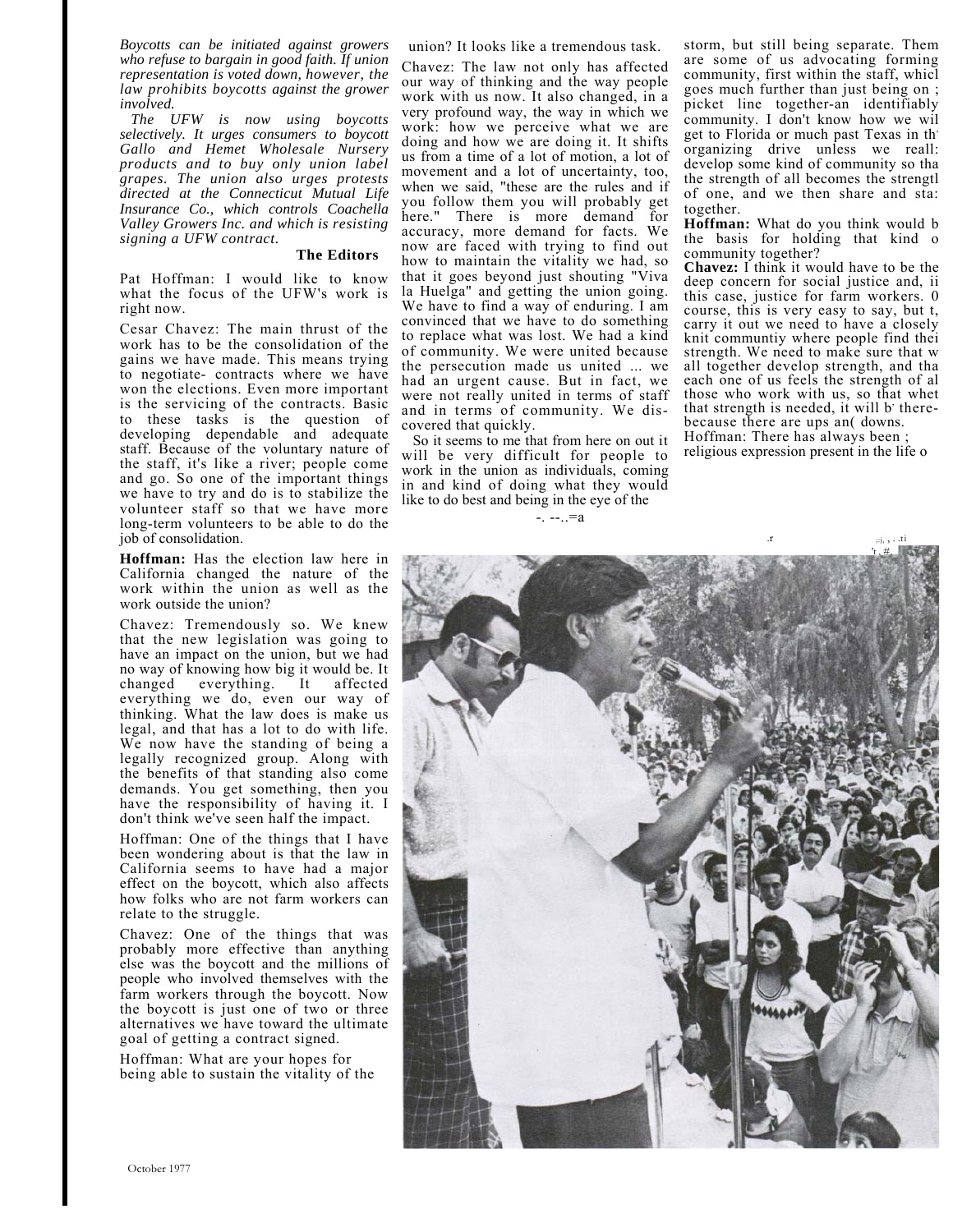*Boycotts can be initiated against growers who refuse to bargain in good faith. If union representation is voted down, however, the law prohibits boycotts against the grower involved.*

*The UFW is now using boycotts selectively. It urges consumers to boycott Gallo and Hemet Wholesale Nursery products and to buy only union label grapes. The union also urges protests directed at the Connecticut Mutual Life Insurance Co., which controls Coachella Valley Growers Inc. and which is resisting signing a UFW contract.*

**The Editors**

Pat Hoffman: I would like to know what the focus of the UFW's work is right now.

Cesar Chavez: The main thrust of the work has to be the consolidation of the gains we have made. This means trying to negotiate- contracts where we have won the elections. Even more important is the servicing of the contracts. Basic to these tasks is the question of developing dependable and adequate staff. Because of the voluntary nature of the staff, it's like a river; people come and go. So one of the important things we have to try and do is to stabilize the volunteer staff so that we have more long-term volunteers to be able to do the job of consolidation.

**Hoffman:** Has the election law here in California changed the nature of the work within the union as well as the work outside the union?

Chavez: Tremendously so. We knew that the new legislation was going to have an impact on the union, but we had no way of knowing how big it would be. It changed everything. It affected everything we do, even our way of thinking. What the law does is make us legal, and that has a lot to do with life. We now have the standing of being a legally recognized group. Along with the benefits of that standing also come demands. You get something, then you have the responsibility of having it. I don't think we've seen half the impact.

Hoffman: One of the things that I have been wondering about is that the law in California seems to have had a major effect on the boycott, which also affects how folks who are not farm workers can relate to the struggle.

Chavez: One of the things that was probably more effective than anything else was the boycott and the millions of people who involved themselves with the farm workers through the boycott. Now the boycott is just one of two or three alternatives we have toward the ultimate goal of getting a contract signed.

Hoffman: What are your hopes for being able to sustain the vitality of the union? It looks like a tremendous task.

Chavez: The law not only has affected our way of thinking and the way people work with us now. It also changed, in a very profound way, the way in which we work: how we perceive what we are doing and how we are doing it. It shifts us from a time of a lot of motion, a lot of movement and a lot of uncertainty, too, when we said, "these are the rules and if you follow them you will probably get here." There is more demand for accuracy, more demand for facts. We now are faced with trying to find out how to maintain the vitality we had, so that it goes beyond just shouting "Viva la Huelga" and getting the union going. We have to find a way of enduring. I am convinced that we have to do something to replace what was lost. We had a kind of community. We were united because the persecution made us united ... we had an urgent cause. But in fact, we were not really united in terms of staff and in terms of community. We discovered that quickly.

So it seems to me that from here on out it will be very difficult for people to work in the union as individuals, coming in and kind of doing what they would like to do best and being in the eye of the storm, but still being separate. Them are some of us advocating forming community, first within the staff, whicl goes much further than just being on ; picket line together-an identifiably community. I don't know how we wil get to Florida or much past Texas in th organizing drive unless we reall: develop some kind of community so tha the strength of all becomes the strengtl of one, and we then share and sta: together.

**Hoffman:** What do you think would b the basis for holding that kind o community together?

**Chavez:** I think it would have to be the deep concern for social justice and, ii this case, justice for farm workers. 0 course, this is very easy to say, but t, carry it out we need to have a closely knit communtiy where people find thei strength. We need to make sure that w all together develop strength, and tha each one of us feels the strength of al those who work with us, so that whet that strength is needed, it will b there- because there are ups an( downs.

Hoffman: There has always been ; religious expression present in the life o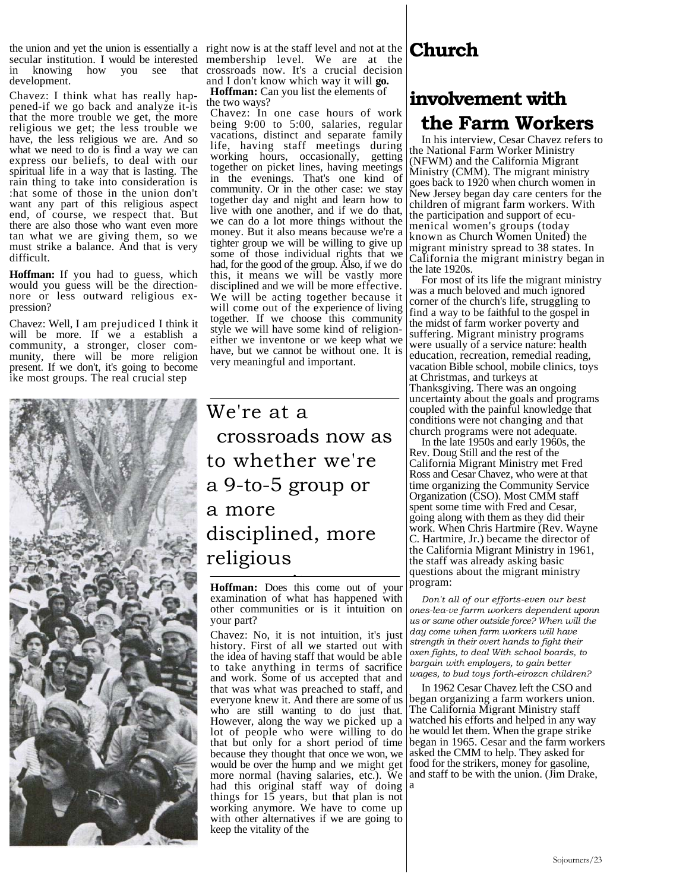the union and yet the union is essentially a secular institution. I would be interested in knowing how you see that development.

Chavez: I think what has really happened-if we go back and analyze it-is that the more trouble we get, the more religious we get; the less trouble we have, the less religious we are. And so what we need to do is find a way we can express our beliefs, to deal with our spiritual life in a way that is lasting. The rain thing to take into consideration is :hat some of those in the union don't want any part of this religious aspect end, of course, we respect that. But there are also those who want even more tan what we are giving them, so we must strike a balance. And that is very difficult.

**Hoffman:** If you had to guess, which would you guess will be the direction-nore or less outward religious expression?

Chavez: Well, I am prejudiced I think it will be more. If we a establish a community, a stronger, closer community, there will be more religion present. If we don't, it's going to become ike most groups. The real crucial step right now is at the staff level and not at the membership level. We are at the crossroads now. It's a crucial decision and I don't know which way it will **go.**

**Hoffman:** Can you list the elements of the two ways?

Chavez: In one case hours of work being 9:00 to 5:00, salaries, regular vacations, distinct and separate family life, having staff meetings during working hours, occasionally, getting together on picket lines, having meetings in the evenings. That's one kind of community. Or in the other case: we stay together day and night and learn how to live with one another, and if we do that, we can do a lot more things without the money. But it also means because we're a tighter group we will be willing to give up some of those individual rights that we had, for the good of the group. Also, if we do this, it means we will be vastly more disciplined and we will be more effective. We will be acting together because it will come out of the experience of living together. If we choose this community style we will have some kind of religion-either we inventone or we keep what we have, but we cannot be without one. It is very meaningful and important.

> We're at a crossroads now as to whether we're a 9-to-5 group or a more disciplined, more religious

**Hoffman:** Does this come out of your examination of what has happened with other communities or is it intuition on your part?

Chavez: No, it is not intuition, it's just history. First of all we started out with the idea of having staff that would be able to take anything in terms of sacrifice and work. Some of us accepted that and that was what was preached to staff, and everyone knew it. And there are some of us who are still wanting to do just that. However, along the way we picked up a lot of people who were willing to do that but only for a short period of time because they thought that once we won, we would be over the hump and we might get more normal (having salaries, etc.). We had this original staff way of doing things for 15 years, but that plan is not working anymore. We have to come up with other alternatives if we are going to keep the vitality of the

# Church involvement with the Farm Workers

In his interview, Cesar Chavez refers to the National Farm Worker Ministry (NFWM) and the California Migrant Ministry (CMM). The migrant ministry goes back to 1920 when church women in New Jersey began day care centers for the children of migrant farm workers. With the participation and support of ecumenical women's groups (today known as Church Women United) the migrant ministry spread to 38 states. In California the migrant ministry began in the late 1920s.

For most of its life the migrant ministry was a much beloved and much ignored corner of the church's life, struggling to find a way to be faithful to the gospel in the midst of farm worker poverty and suffering. Migrant ministry programs were usually of a service nature: health education, recreation, remedial reading, vacation Bible school, mobile clinics, toys at Christmas, and turkeys at Thanksgiving. There was an ongoing uncertainty about the goals and programs coupled with the painful knowledge that conditions were not changing and that church programs were not adequate.

In the late 1950s and early 1960s, the Rev. Doug Still and the rest of the California Migrant Ministry met Fred Ross and Cesar Chavez, who were at that time organizing the Community Service Organization (CSO). Most CMM staff spent some time with Fred and Cesar, going along with them as they did their work. When Chris Hartmire (Rev. Wayne C. Hartmire, Jr.) became the director of the California Migrant Ministry in 1961, the staff was already asking basic questions about the migrant ministry program:

*Don't all of our efforts-even our best ones-lea-ve farrm workers dependent uponn us or same other outside force? When will the day come when farm workers will have strength in their overt hands to fight their oxen fights, to deal With school boards, to bargain with employers, to gain better wages, to bud toys forth-eirozcn children?*

In 1962 Cesar Chavez left the CSO and began organizing a farm workers union. The California Migrant Ministry staff watched his efforts and helped in any way he would let them. When the grape strike began in 1965. Cesar and the farm workers asked the CMM to help. They asked for food for the strikers, money for gasoline, and staff to be with the union. (Jim Drake, a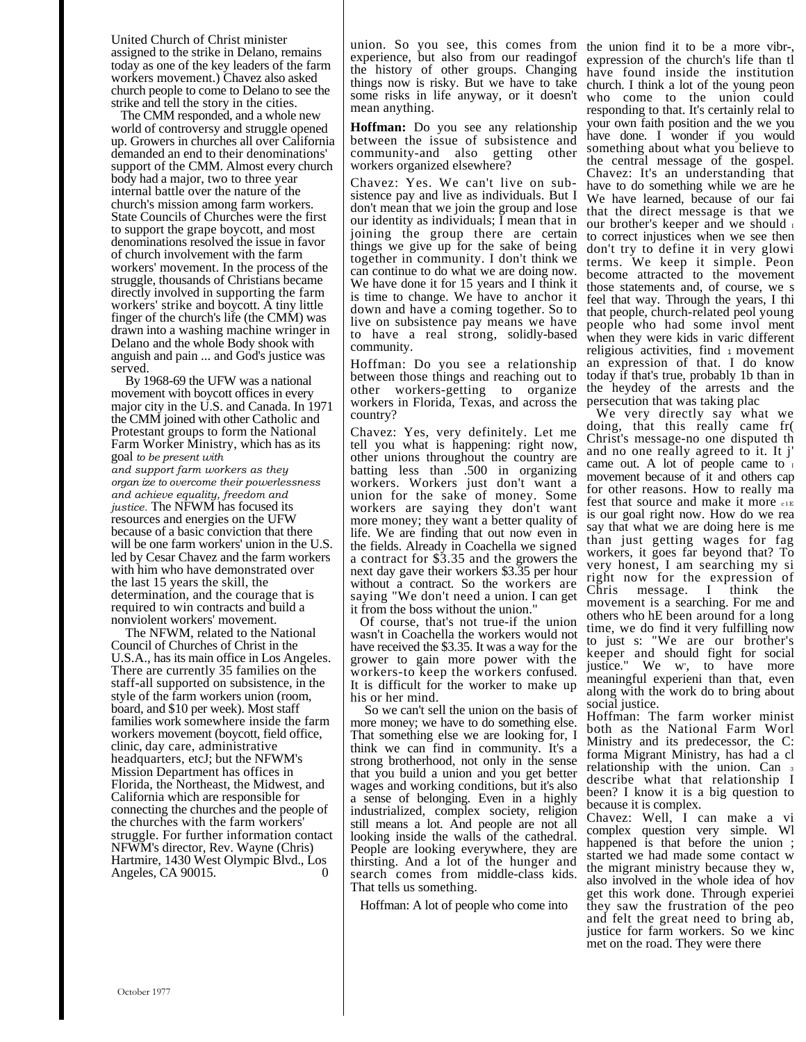United Church of Christ minister assigned to the strike in Delano, remains today as one of the key leaders of the farm workers movement.) Chavez also asked church people to come to Delano to see the strike and tell the story in the cities.

The CMM responded, and a whole new world of controversy and struggle opened up. Growers in churches all over California demanded an end to their denominations' support of the CMM. Almost every church body had a major, two to three year internal battle over the nature of the church's mission among farm workers. State Councils of Churches were the first to support the grape boycott, and most denominations resolved the issue in favor of church involvement with the farm workers' movement. In the process of the struggle, thousands of Christians became directly involved in supporting the farm workers' strike and boycott. A tiny little finger of the church's life (the CMM) was drawn into a washing machine wringer in Delano and the whole Body shook with anguish and pain ... and God's justice was served.

By 1968-69 the UFW was a national movement with boycott offices in every major city in the U.S. and Canada. In 1971 the CMM joined with other Catholic and Protestant groups to form the National Farm Worker Ministry, which has as its goal *to be present with and support farm workers as they organ ize to overcome their powerlessness and achieve equality, freedom and justice.* The NFWM has focused its resources and energies on the UFW because of a basic conviction that there will be one farm workers' union in the U.S. led by Cesar Chavez and the farm workers with him who have demonstrated over the last 15 years the skill, the determination, and the courage that is required to win contracts and build a nonviolent workers' movement.

The NFWM, related to the National Council of Churches of Christ in the U.S.A., has its main office in Los Angeles. There are currently 35 families on the staff-all supported on subsistence, in the style of the farm workers union (room, board, and $10 per week). Most staff families work somewhere inside the farm workers movement (boycott, field office, clinic, day care, administrative headquarters, etcJ; but the NFWM's Mission Department has offices in Florida, the Northeast, the Midwest, and California which are responsible for connecting the churches and the people of the churches with the farm workers' struggle. For further information contact NFWM's director, Rev. Wayne (Chris) Hartmire, 1430 West Olympic Blvd., Los Angeles, CA 90015. 0

union. So you see, this comes from experience, but also from our readingof the history of other groups. Changing things now is risky. But we have to take some risks in life anyway, or it doesn't mean anything.

**Hoffman:** Do you see any relationship between the issue of subsistence and community-and also getting other workers organized elsewhere?

Chavez: Yes. We can't live on subsistence pay and live as individuals. But I don't mean that we join the group and lose our identity as individuals; I mean that in joining the group there are certain things we give up for the sake of being together in community. I don't think we can continue to do what we are doing now. We have done it for 15 years and I think it is time to change. We have to anchor it down and have a coming together. So to live on subsistence pay means we have to have a real strong, solidly-based community.

Hoffman: Do you see a relationship between those things and reaching out to other workers-getting to organize workers in Florida, Texas, and across the country?

Chavez: Yes, very definitely. Let me tell you what is happening: right now, other unions throughout the country are batting less than .500 in organizing workers. Workers just don't want a union for the sake of money. Some workers are saying they don't want more money; they want a better quality of life. We are finding that out now even in the fields. Already in Coachella we signed a contract for $3.35 and the growers the next day gave their workers $3.35 per hour without a contract. So the workers are saying "We don't need a union. I can get it from the boss without the union."

Of course, that's not true-if the union wasn't in Coachella the workers would not have received the $3.35. It was a way for the grower to gain more power with the workers-to keep the workers confused. It is difficult for the worker to make up his or her mind.

So we can't sell the union on the basis of more money; we have to do something else. That something else we are looking for, I think we can find in community. It's a strong brotherhood, not only in the sense that you build a union and you get better wages and working conditions, but it's also a sense of belonging. Even in a highly industrialized, complex society, religion still means a lot. And people are not all looking inside the walls of the cathedral. People are looking everywhere, they are thirsting. And a lot of the hunger and search comes from middle-class kids. That tells us something.

Hoffman: A lot of people who come into the union find it to be a more vibr-, expression of the church's life than tl have found inside the institution church. I think a lot of the young peon who come to the union could responding to that. It's certainly relal to your own faith position and the we you have done. I wonder if you would something about what you believe to the central message of the gospel.

Chavez: It's an understanding that have to do something while we are he We have learned, because of our fai that the direct message is that we our brother's keeper and we should to correct injustices when we see then don't try to define it in very glowi terms. We keep it simple. Peon become attracted to the movement those statements and, of course, we s feel that way. Through the years, I thi that people, church-related peol young people who had some invol ment when they were kids in varic different religious activities, find movement an expression of that. I do know today if that's true, probably 1b than in the heydey of the arrests and the persecution that was taking plac

We very directly say what we doing, that this really came fr( Christ's message-no one disputed th and no one really agreed to it. It j' came out. A lot of people came to movement because of it and others cap for other reasons. How to really ma fest that source and make it more is our goal right now. How do we rea say that what we are doing here is me than just getting wages for fag workers, it goes far beyond that? To very honest, I am searching my si right now for the expression of Chris message. I think the movement is a searching. For me and others who hE been around for a long time, we do find it very fulfilling now to just s: "We are our brother's keeper and should fight for social justice." We w, to have more meaningful experieni than that, even along with the work do to bring about social justice.

Hoffman: The farm worker minist both as the National Farm Worl Ministry and its predecessor, the C: forma Migrant Ministry, has had a cl relationship with the union. Can describe what that relationship I been? I know it is a big question to because it is complex.

Chavez: Well, I can make a vi complex question very simple. Wl happened is that before the union ; started we had made some contact w the migrant ministry because they w, also involved in the whole idea of hov get this work done. Through experiei they saw the frustration of the peo and felt the great need to bring ab, justice for farm workers. So we kinc met on the road. They were there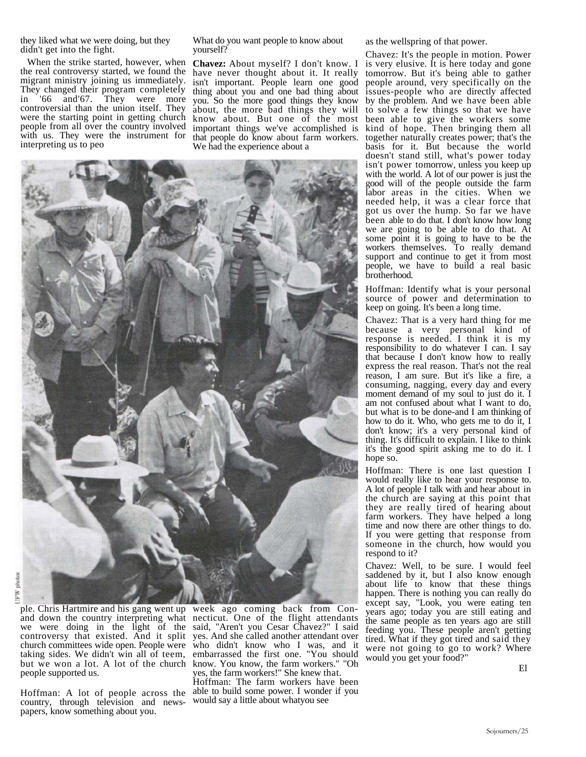they liked what we were doing, but they didn't get into the fight.

When the strike started, however, when the real controversy started, we found the migrant ministry joining us immediately. They changed their program completely in '66 and'67. They were more controversial than the union itself. They were the starting point in getting church people from all over the country involved with us. They were the instrument for interpreting us to people. Chris Hartmire and his gang went up and down the country interpreting what we were doing in the light of the controversy that existed. And it split church committees wide open. People were taking sides. We didn't win all of teem, but we won a lot. A lot of the church people supported us.

Hoffman: A lot of people across the country, through television and newspapers, know something about you. What do you want people to know about yourself?

**Chavez:** About myself? I don't know. I have never thought about it. It really isn't important. People learn one good thing about you and one bad thing about you. So the more good things they know about, the more bad things they will know about. But one of the most important things we've accomplished is that people do know about farm workers. We had the experience about a week ago coming back from Connecticut. One of the flight attendants said, "Aren't you Cesar Chavez?" I said yes. And she called another attendant over who didn't know who I was, and it embarrassed the first one. "You should know. You know, the farm workers." "Oh yes, the farm workers!" She knew that.

Hoffman: The farm workers have been able to build some power. I wonder if you would say a little about whatyou see as the wellspring of that power.

Chavez: It's the people in motion. Power is very elusive. It is here today and gone tomorrow. But it's being able to gather people around, very specifically on the issues-people who are directly affected by the problem. And we have been able to solve a few things so that we have been able to give the workers some kind of hope. Then bringing them all together naturally creates power; that's the basis for it. But because the world doesn't stand still, what's power today isn't power tomorrow, unless you keep up with the world. A lot of our power is just the good will of the people outside the farm labor areas in the cities. When we needed help, it was a clear force that got us over the hump. So far we have been able to do that. I don't know how long we are going to be able to do that. At some point it is going to have to be the workers themselves. To really demand support and continue to get it from most people, we have to build a real basic brotherhood.

Hoffman: Identify what is your personal source of power and determination to keep on going. It's been a long time.

Chavez: That is a very hard thing for me because a very personal kind of response is needed. I think it is my responsibility to do whatever I can. I say that because I don't know how to really express the real reason. That's not the real reason, I am sure. But it's like a fire, a consuming, nagging, every day and every moment demand of my soul to just do it. I am not confused about what I want to do, but what is to be done-and I am thinking of how to do it. Who, who gets me to do it, I don't know; it's a very personal kind of thing. It's difficult to explain. I like to think it's the good spirit asking me to do it. I hope so.

Hoffman: There is one last question I would really like to hear your response to. A lot of people I talk with and hear about in the church are saying at this point that they are really tired of hearing about farm workers. They have helped a long time and now there are other things to do. If you were getting that response from someone in the church, how would you respond to it?

Chavez: Well, to be sure. I would feel saddened by it, but I also know enough about life to know that these things happen. There is nothing you can really do except say, "Look, you were eating ten years ago; today you are still eating and the same people as ten years ago are still feeding you. These people aren't getting tired. What if they got tired and said they were not going to go to work? Where would you get your food?"

El

UFW photos